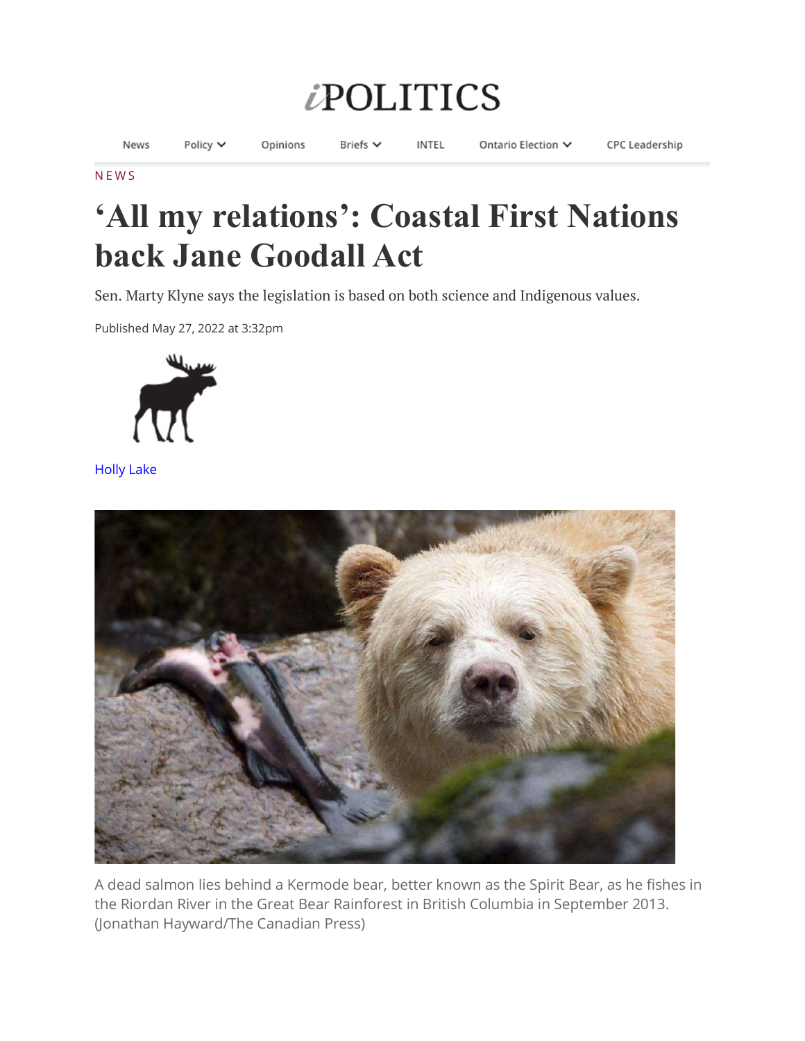NEWS

# 'All my relations': Coastal First Nations back Jane Goodall Act

Sen. Marty Klyne says the legislation is based on both science and Indigenous values.

Published May 27, 2022 at 3:32pm

Holly Lake

A dead salmon lies behind a Kermode bear, better known as the Spirit Bear, as he fishes in the Riordan River in the Great Bear Rainforest in British Columbia in September 2013. (Jonathan Hayward/The Canadian Press)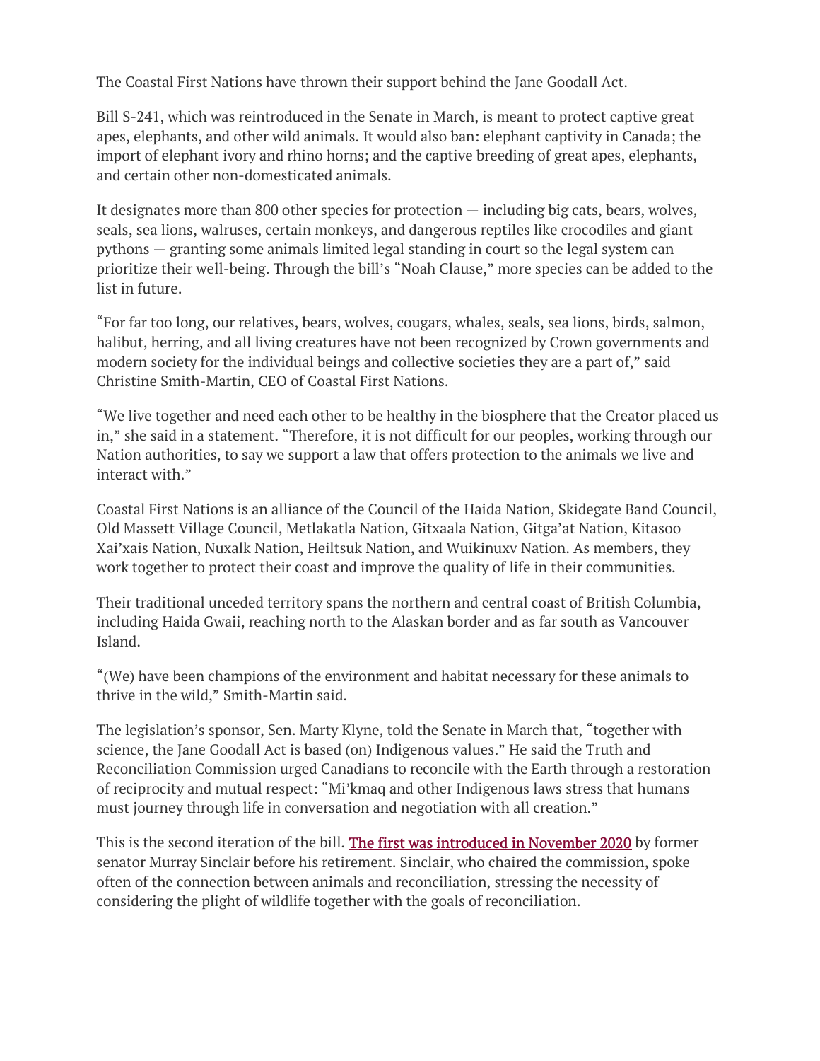The Coastal First Nations have thrown their support behind the Jane Goodall Act.

Bill S-241, which was reintroduced in the Senate in March, is meant to protect captive great apes, elephants, and other wild animals. It would also ban: elephant captivity in Canada; the import of elephant ivory and rhino horns; and the captive breeding of great apes, elephants, and certain other non-domesticated animals.

It designates more than 800 other species for protection — including big cats, bears, wolves, seals, sea lions, walruses, certain monkeys, and dangerous reptiles like crocodiles and giant pythons — granting some animals limited legal standing in court so the legal system can prioritize their well-being. Through the bill's "Noah Clause," more species can be added to the list in future.

"For far too long, our relatives, bears, wolves, cougars, whales, seals, sea lions, birds, salmon, halibut, herring, and all living creatures have not been recognized by Crown governments and modern society for the individual beings and collective societies they are a part of," said Christine Smith-Martin, CEO of Coastal First Nations.

"We live together and need each other to be healthy in the biosphere that the Creator placed us in," she said in a statement. "Therefore, it is not difficult for our peoples, working through our Nation authorities, to say we support a law that offers protection to the animals we live and interact with."

Coastal First Nations is an alliance of the Council of the Haida Nation, Skidegate Band Council, Old Massett Village Council, Metlakatla Nation, Gitxaala Nation, Gitga'at Nation, Kitasoo Xai'xais Nation, Nuxalk Nation, Heiltsuk Nation, and Wuikinuxv Nation. As members, they work together to protect their coast and improve the quality of life in their communities.

Their traditional unceded territory spans the northern and central coast of British Columbia, including Haida Gwaii, reaching north to the Alaskan border and as far south as Vancouver Island.

"(We) have been champions of the environment and habitat necessary for these animals to thrive in the wild," Smith-Martin said.

The legislation's sponsor, Sen. Marty Klyne, told the Senate in March that, "together with science, the Jane Goodall Act is based (on) Indigenous values." He said the Truth and Reconciliation Commission urged Canadians to reconcile with the Earth through a restoration of reciprocity and mutual respect: "Mi'kmaq and other Indigenous laws stress that humans must journey through life in conversation and negotiation with all creation."

This is the second iteration of the bill. The first was introduced in November 2020 by former senator Murray Sinclair before his retirement. Sinclair, who chaired the commission, spoke often of the connection between animals and reconciliation, stressing the necessity of considering the plight of wildlife together with the goals of reconciliation.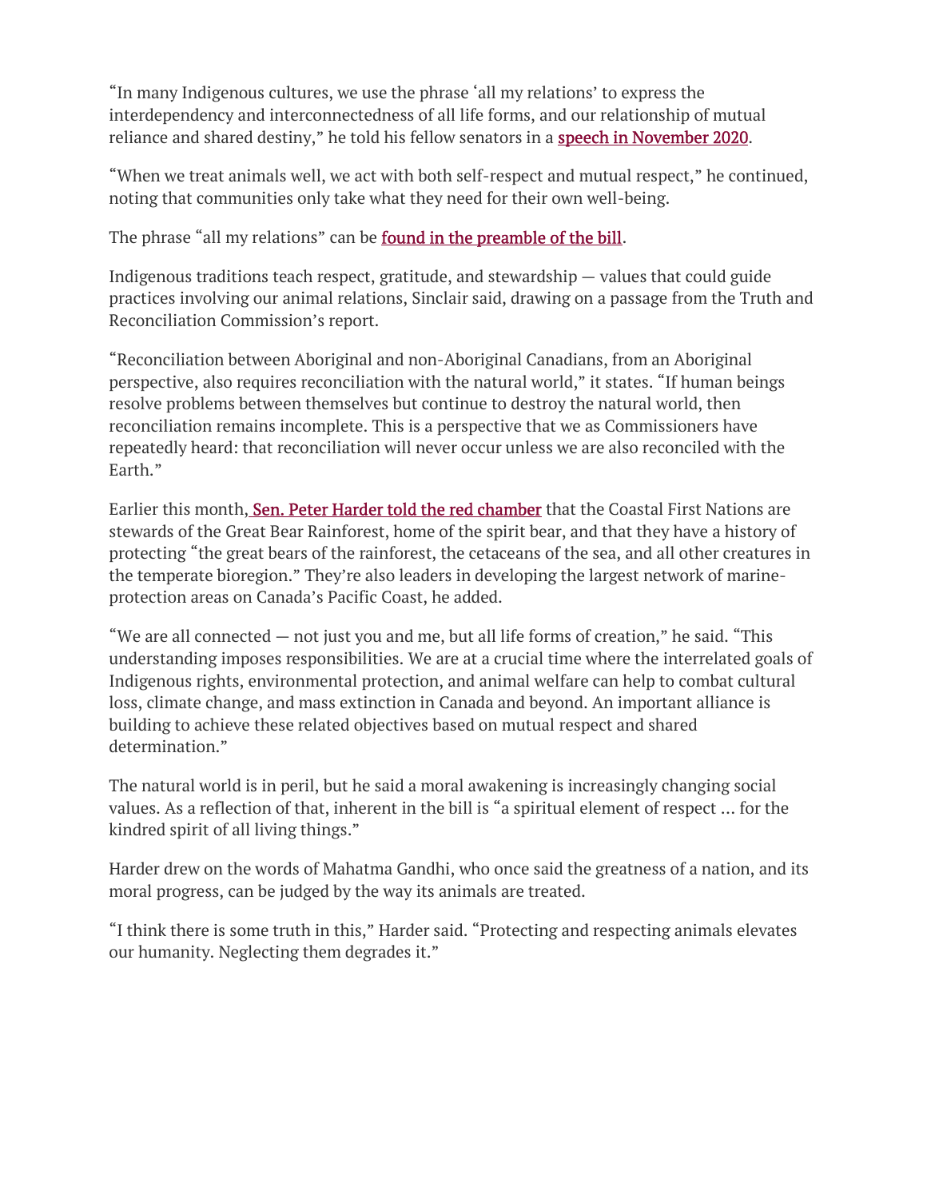"In many Indigenous cultures, we use the phrase 'all my relations' to express the interdependency and interconnectedness of all life forms, and our relationship of mutual reliance and shared destiny," he told his fellow senators in a [speech in November 2020](#).

"When we treat animals well, we act with both self-respect and mutual respect," he continued, noting that communities only take what they need for their own well-being.

The phrase "all my relations" can be [found in the preamble of the bill](#).

Indigenous traditions teach respect, gratitude, and stewardship — values that could guide practices involving our animal relations, Sinclair said, drawing on a passage from the Truth and Reconciliation Commission's report.

"Reconciliation between Aboriginal and non-Aboriginal Canadians, from an Aboriginal perspective, also requires reconciliation with the natural world," it states. "If human beings resolve problems between themselves but continue to destroy the natural world, then reconciliation remains incomplete. This is a perspective that we as Commissioners have repeatedly heard: that reconciliation will never occur unless we are also reconciled with the Earth."

Earlier this month, [Sen. Peter Harder told the red chamber](#) that the Coastal First Nations are stewards of the Great Bear Rainforest, home of the spirit bear, and that they have a history of protecting "the great bears of the rainforest, the cetaceans of the sea, and all other creatures in the temperate bioregion." They're also leaders in developing the largest network of marine-protection areas on Canada's Pacific Coast, he added.

"We are all connected — not just you and me, but all life forms of creation," he said. "This understanding imposes responsibilities. We are at a crucial time where the interrelated goals of Indigenous rights, environmental protection, and animal welfare can help to combat cultural loss, climate change, and mass extinction in Canada and beyond. An important alliance is building to achieve these related objectives based on mutual respect and shared determination."

The natural world is in peril, but he said a moral awakening is increasingly changing social values. As a reflection of that, inherent in the bill is "a spiritual element of respect ... for the kindred spirit of all living things."

Harder drew on the words of Mahatma Gandhi, who once said the greatness of a nation, and its moral progress, can be judged by the way its animals are treated.

"I think there is some truth in this," Harder said. "Protecting and respecting animals elevates our humanity. Neglecting them degrades it."